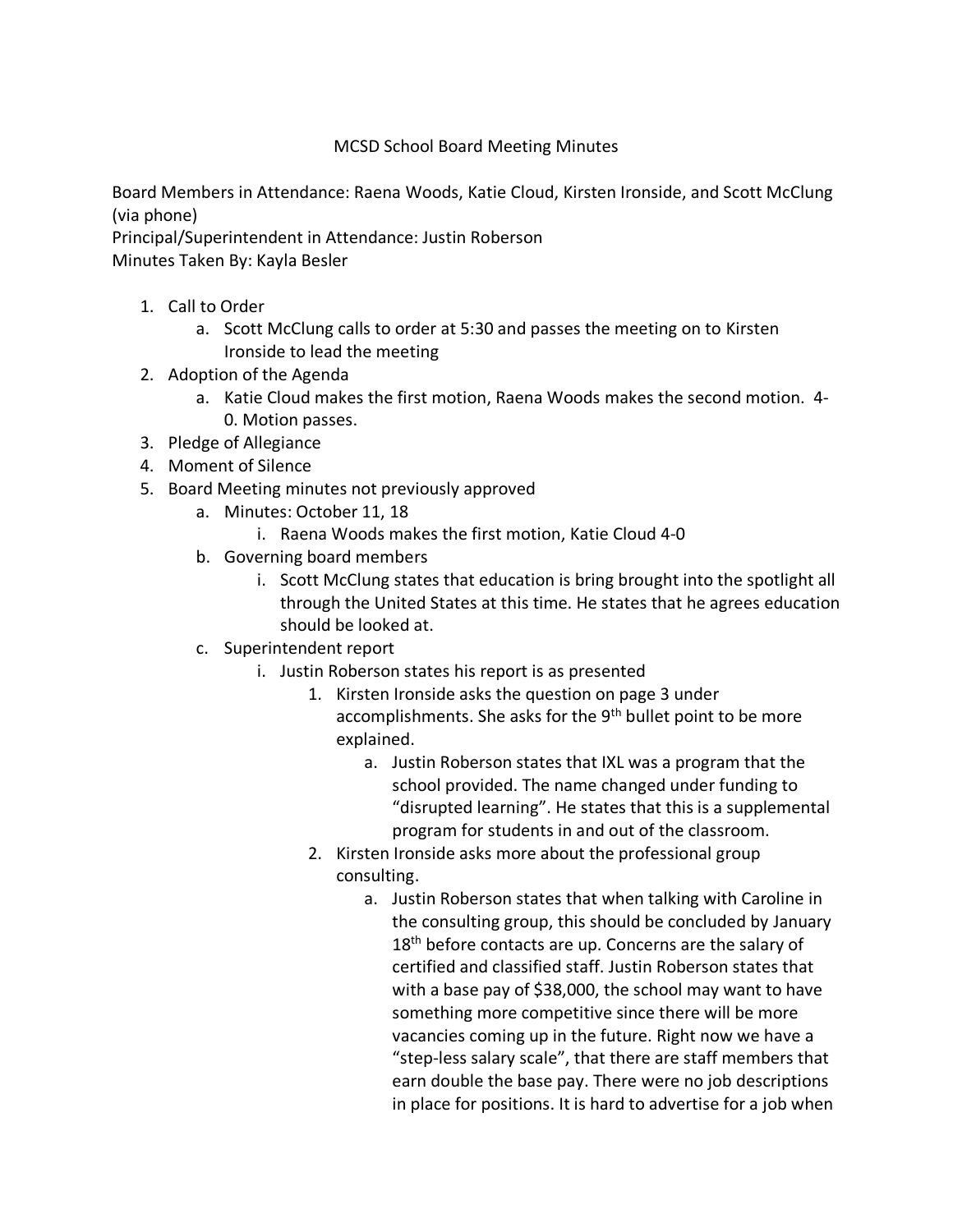MCSD School Board Meeting Minutes

Board Members in Attendance: Raena Woods, Katie Cloud, Kirsten Ironside, and Scott McClung (via phone)
Principal/Superintendent in Attendance: Justin Roberson
Minutes Taken By: Kayla Besler

1. Call to Order
    a. Scott McClung calls to order at 5:30 and passes the meeting on to Kirsten Ironside to lead the meeting
2. Adoption of the Agenda
    a. Katie Cloud makes the first motion, Raena Woods makes the second motion. 4-0. Motion passes.
3. Pledge of Allegiance
4. Moment of Silence
5. Board Meeting minutes not previously approved
    a. Minutes: October 11, 18
        i. Raena Woods makes the first motion, Katie Cloud 4-0
    b. Governing board members
        i. Scott McClung states that education is bring brought into the spotlight all through the United States at this time. He states that he agrees education should be looked at.
    c. Superintendent report
        i. Justin Roberson states his report is as presented
            1. Kirsten Ironside asks the question on page 3 under accomplishments. She asks for the 9th bullet point to be more explained.
                a. Justin Roberson states that IXL was a program that the school provided. The name changed under funding to "disrupted learning". He states that this is a supplemental program for students in and out of the classroom.
            2. Kirsten Ironside asks more about the professional group consulting.
                a. Justin Roberson states that when talking with Caroline in the consulting group, this should be concluded by January 18th before contacts are up. Concerns are the salary of certified and classified staff. Justin Roberson states that with a base pay of $38,000, the school may want to have something more competitive since there will be more vacancies coming up in the future. Right now we have a "step-less salary scale", that there are staff members that earn double the base pay. There were no job descriptions in place for positions. It is hard to advertise for a job when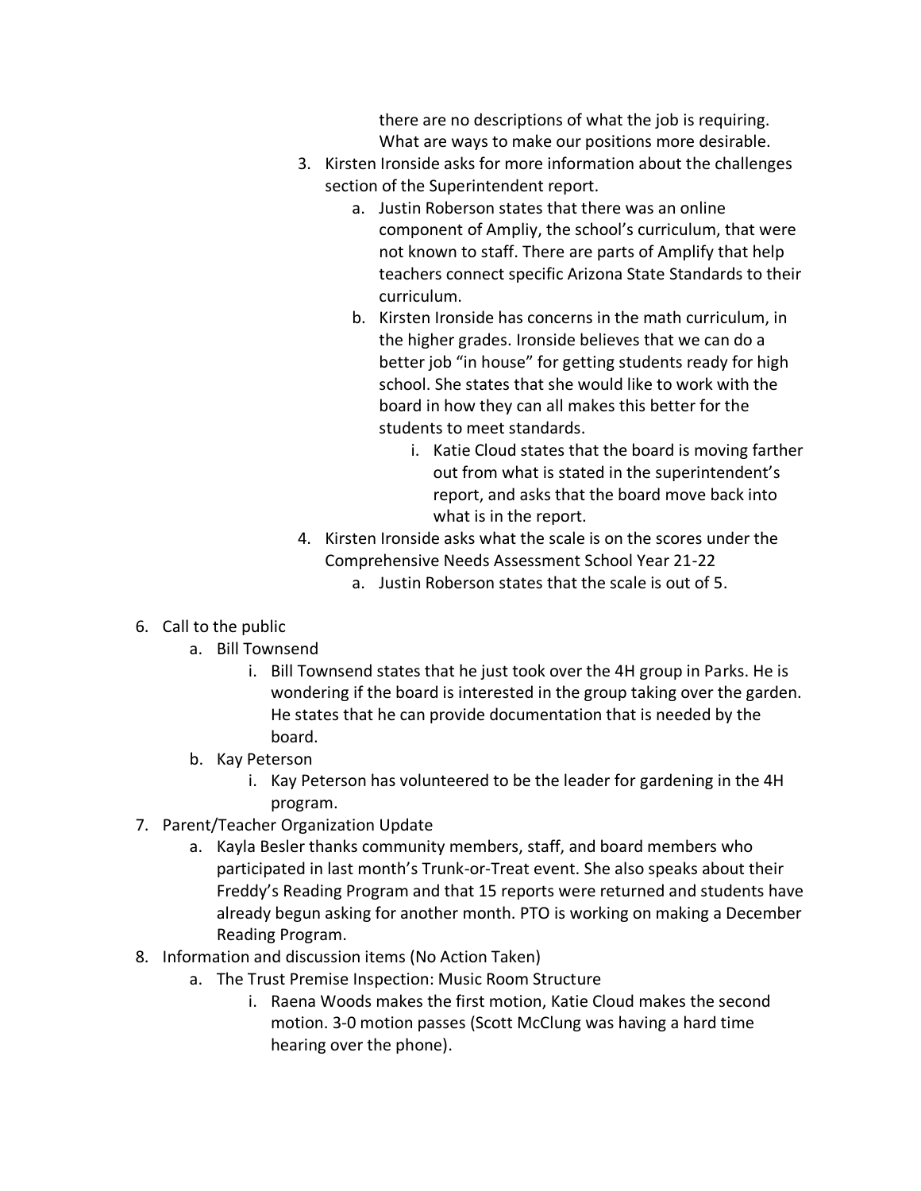there are no descriptions of what the job is requiring. What are ways to make our positions more desirable.

3. Kirsten Ironside asks for more information about the challenges section of the Superintendent report.
    a. Justin Roberson states that there was an online component of Ampliy, the school's curriculum, that were not known to staff. There are parts of Amplify that help teachers connect specific Arizona State Standards to their curriculum.
    b. Kirsten Ironside has concerns in the math curriculum, in the higher grades. Ironside believes that we can do a better job "in house" for getting students ready for high school. She states that she would like to work with the board in how they can all makes this better for the students to meet standards.
        i. Katie Cloud states that the board is moving farther out from what is stated in the superintendent's report, and asks that the board move back into what is in the report.
4. Kirsten Ironside asks what the scale is on the scores under the Comprehensive Needs Assessment School Year 21-22
    a. Justin Roberson states that the scale is out of 5.

6. Call to the public
    a. Bill Townsend
        i. Bill Townsend states that he just took over the 4H group in Parks. He is wondering if the board is interested in the group taking over the garden. He states that he can provide documentation that is needed by the board.
    b. Kay Peterson
        i. Kay Peterson has volunteered to be the leader for gardening in the 4H program.
7. Parent/Teacher Organization Update
    a. Kayla Besler thanks community members, staff, and board members who participated in last month's Trunk-or-Treat event. She also speaks about their Freddy's Reading Program and that 15 reports were returned and students have already begun asking for another month. PTO is working on making a December Reading Program.
8. Information and discussion items (No Action Taken)
    a. The Trust Premise Inspection: Music Room Structure
        i. Raena Woods makes the first motion, Katie Cloud makes the second motion. 3-0 motion passes (Scott McClung was having a hard time hearing over the phone).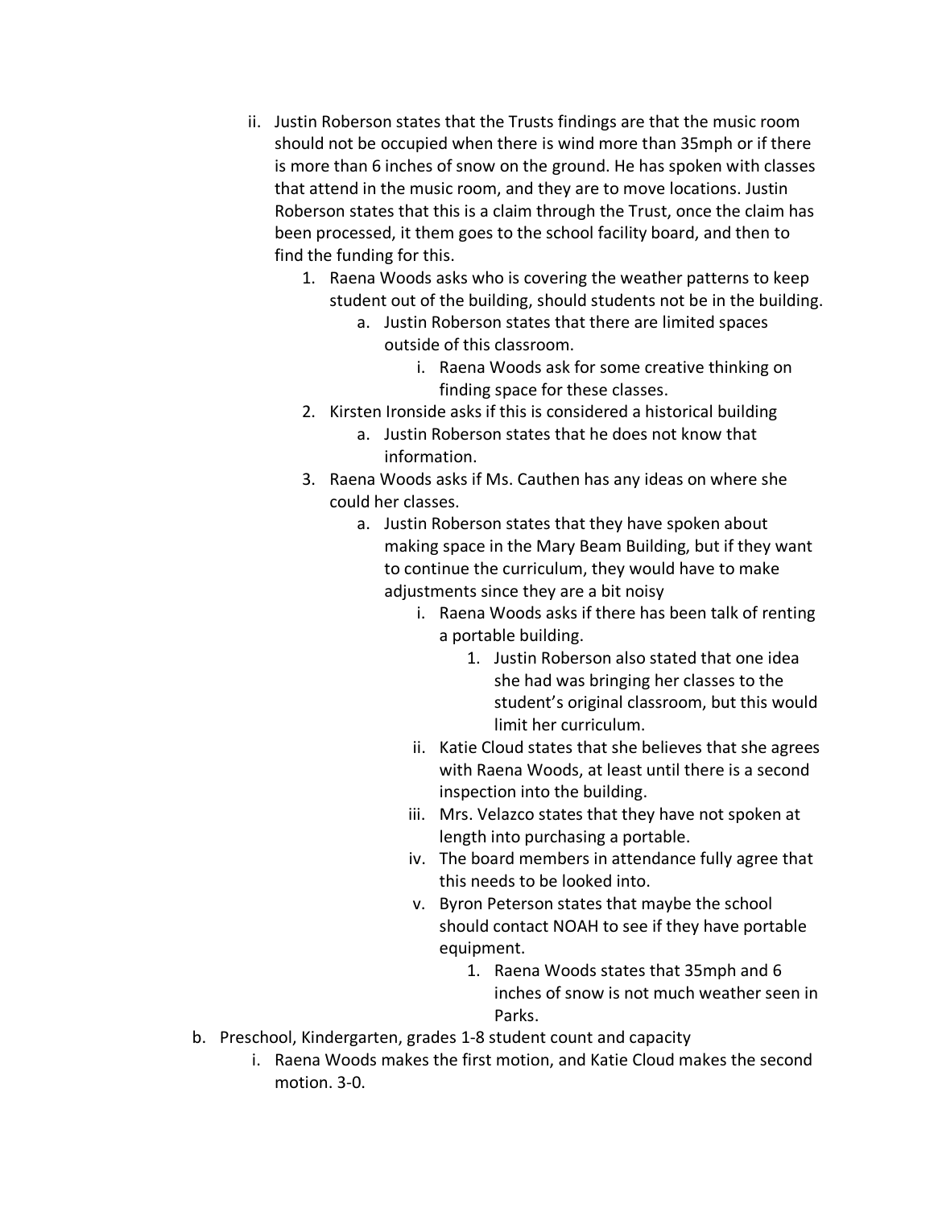ii. Justin Roberson states that the Trusts findings are that the music room should not be occupied when there is wind more than 35mph or if there is more than 6 inches of snow on the ground. He has spoken with classes that attend in the music room, and they are to move locations. Justin Roberson states that this is a claim through the Trust, once the claim has been processed, it them goes to the school facility board, and then to find the funding for this.

   1. Raena Woods asks who is covering the weather patterns to keep student out of the building, should students not be in the building.
      - a. Justin Roberson states that there are limited spaces outside of this classroom.
         - i. Raena Woods ask for some creative thinking on finding space for these classes.
   2. Kirsten Ironside asks if this is considered a historical building
      - a. Justin Roberson states that he does not know that information.
   3. Raena Woods asks if Ms. Cauthen has any ideas on where she could her classes.
      - a. Justin Roberson states that they have spoken about making space in the Mary Beam Building, but if they want to continue the curriculum, they would have to make adjustments since they are a bit noisy
         - i. Raena Woods asks if there has been talk of renting a portable building.
            1. Justin Roberson also stated that one idea she had was bringing her classes to the student's original classroom, but this would limit her curriculum.
         - ii. Katie Cloud states that she believes that she agrees with Raena Woods, at least until there is a second inspection into the building.
         - iii. Mrs. Velazco states that they have not spoken at length into purchasing a portable.
         - iv. The board members in attendance fully agree that this needs to be looked into.
         - v. Byron Peterson states that maybe the school should contact NOAH to see if they have portable equipment.
            1. Raena Woods states that 35mph and 6 inches of snow is not much weather seen in Parks.

b. Preschool, Kindergarten, grades 1-8 student count and capacity
   - i. Raena Woods makes the first motion, and Katie Cloud makes the second motion. 3-0.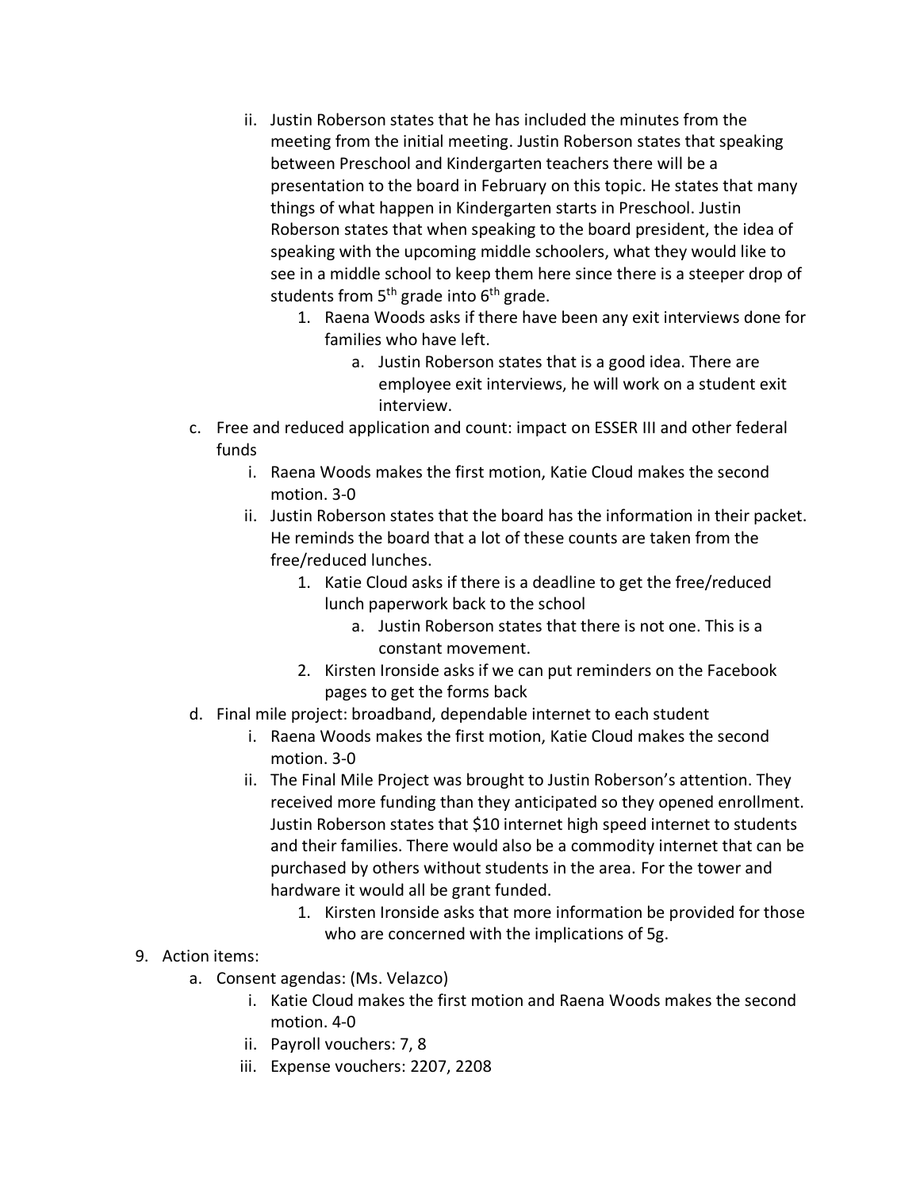ii. Justin Roberson states that he has included the minutes from the meeting from the initial meeting. Justin Roberson states that speaking between Preschool and Kindergarten teachers there will be a presentation to the board in February on this topic. He states that many things of what happen in Kindergarten starts in Preschool. Justin Roberson states that when speaking to the board president, the idea of speaking with the upcoming middle schoolers, what they would like to see in a middle school to keep them here since there is a steeper drop of students from 5th grade into 6th grade.
      1. Raena Woods asks if there have been any exit interviews done for families who have left.
         a. Justin Roberson states that is a good idea. There are employee exit interviews, he will work on a student exit interview.

c. Free and reduced application and count: impact on ESSER III and other federal funds
   i. Raena Woods makes the first motion, Katie Cloud makes the second motion. 3-0
   ii. Justin Roberson states that the board has the information in their packet. He reminds the board that a lot of these counts are taken from the free/reduced lunches.
      1. Katie Cloud asks if there is a deadline to get the free/reduced lunch paperwork back to the school
         a. Justin Roberson states that there is not one. This is a constant movement.
      2. Kirsten Ironside asks if we can put reminders on the Facebook pages to get the forms back

d. Final mile project: broadband, dependable internet to each student
   i. Raena Woods makes the first motion, Katie Cloud makes the second motion. 3-0
   ii. The Final Mile Project was brought to Justin Roberson's attention. They received more funding than they anticipated so they opened enrollment. Justin Roberson states that $10 internet high speed internet to students and their families. There would also be a commodity internet that can be purchased by others without students in the area. For the tower and hardware it would all be grant funded.
      1. Kirsten Ironside asks that more information be provided for those who are concerned with the implications of 5g.

9. Action items:
   a. Consent agendas: (Ms. Velazco)
      i. Katie Cloud makes the first motion and Raena Woods makes the second motion. 4-0
      ii. Payroll vouchers: 7, 8
      iii. Expense vouchers: 2207, 2208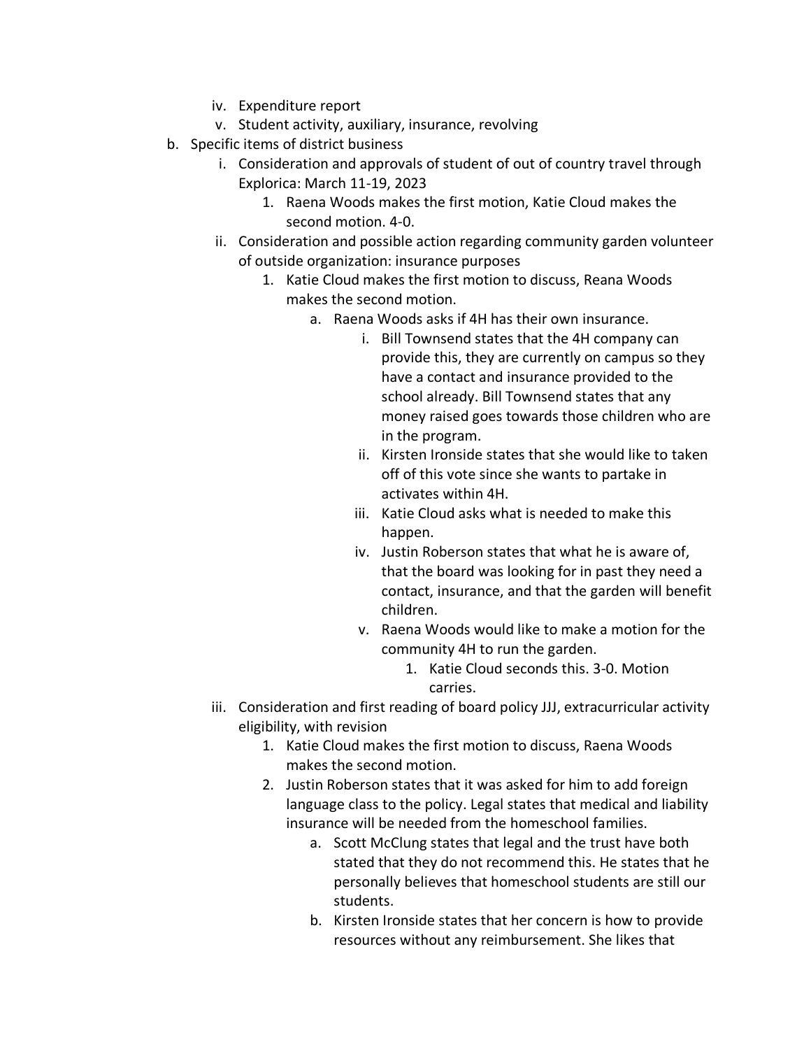iv. Expenditure report
   v. Student activity, auxiliary, insurance, revolving

b. Specific items of district business
   i. Consideration and approvals of student of out of country travel through Explorica: March 11-19, 2023
      1. Raena Woods makes the first motion, Katie Cloud makes the second motion. 4-0.
   ii. Consideration and possible action regarding community garden volunteer of outside organization: insurance purposes
      1. Katie Cloud makes the first motion to discuss, Reana Woods makes the second motion.
         a. Raena Woods asks if 4H has their own insurance.
            i. Bill Townsend states that the 4H company can provide this, they are currently on campus so they have a contact and insurance provided to the school already. Bill Townsend states that any money raised goes towards those children who are in the program.
            ii. Kirsten Ironside states that she would like to taken off of this vote since she wants to partake in activates within 4H.
            iii. Katie Cloud asks what is needed to make this happen.
            iv. Justin Roberson states that what he is aware of, that the board was looking for in past they need a contact, insurance, and that the garden will benefit children.
            v. Raena Woods would like to make a motion for the community 4H to run the garden.
               1. Katie Cloud seconds this. 3-0. Motion carries.
   iii. Consideration and first reading of board policy JJJ, extracurricular activity eligibility, with revision
      1. Katie Cloud makes the first motion to discuss, Raena Woods makes the second motion.
      2. Justin Roberson states that it was asked for him to add foreign language class to the policy. Legal states that medical and liability insurance will be needed from the homeschool families.
         a. Scott McClung states that legal and the trust have both stated that they do not recommend this. He states that he personally believes that homeschool students are still our students.
         b. Kirsten Ironside states that her concern is how to provide resources without any reimbursement. She likes that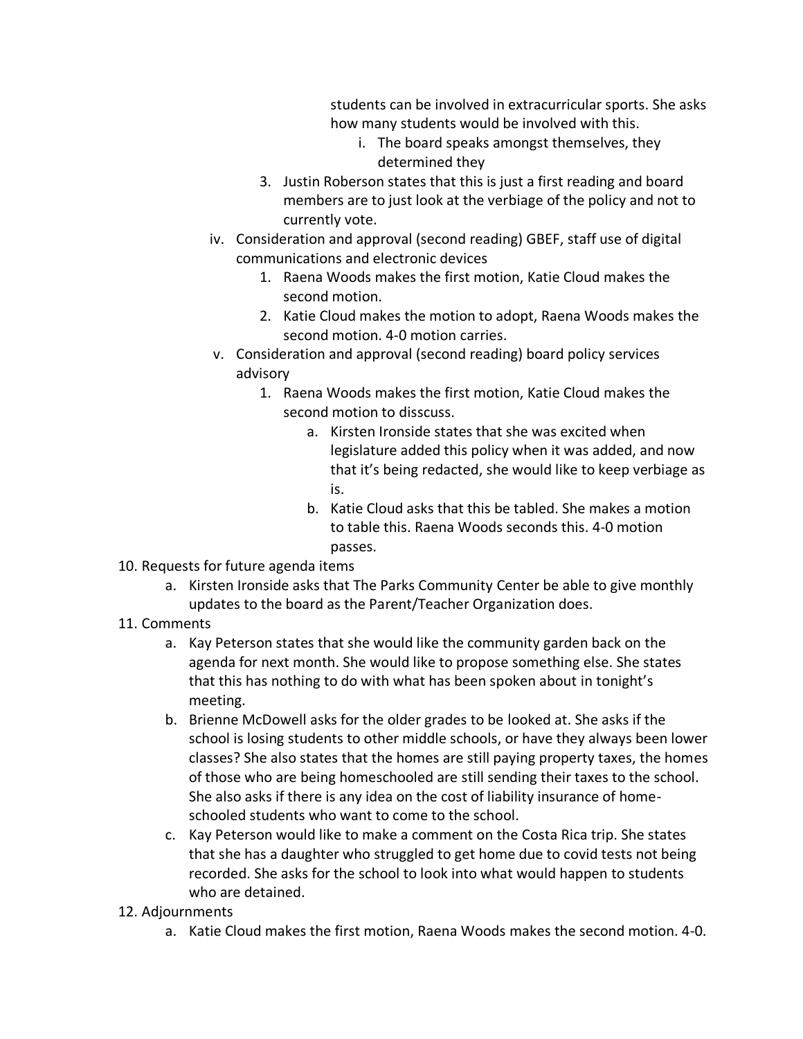students can be involved in extracurricular sports. She asks how many students would be involved with this.

i. The board speaks amongst themselves, they determined they

3. Justin Roberson states that this is just a first reading and board members are to just look at the verbiage of the policy and not to currently vote.

iv. Consideration and approval (second reading) GBEF, staff use of digital communications and electronic devices

1. Raena Woods makes the first motion, Katie Cloud makes the second motion.
2. Katie Cloud makes the motion to adopt, Raena Woods makes the second motion. 4-0 motion carries.

v. Consideration and approval (second reading) board policy services advisory

1. Raena Woods makes the first motion, Katie Cloud makes the second motion to disscuss.
   a. Kirsten Ironside states that she was excited when legislature added this policy when it was added, and now that it's being redacted, she would like to keep verbiage as is.
   b. Katie Cloud asks that this be tabled. She makes a motion to table this. Raena Woods seconds this. 4-0 motion passes.

10. Requests for future agenda items
    a. Kirsten Ironside asks that The Parks Community Center be able to give monthly updates to the board as the Parent/Teacher Organization does.
11. Comments
    a. Kay Peterson states that she would like the community garden back on the agenda for next month. She would like to propose something else. She states that this has nothing to do with what has been spoken about in tonight's meeting.
    b. Brienne McDowell asks for the older grades to be looked at. She asks if the school is losing students to other middle schools, or have they always been lower classes? She also states that the homes are still paying property taxes, the homes of those who are being homeschooled are still sending their taxes to the school. She also asks if there is any idea on the cost of liability insurance of home-schooled students who want to come to the school.
    c. Kay Peterson would like to make a comment on the Costa Rica trip. She states that she has a daughter who struggled to get home due to covid tests not being recorded. She asks for the school to look into what would happen to students who are detained.
12. Adjournments
    a. Katie Cloud makes the first motion, Raena Woods makes the second motion. 4-0.